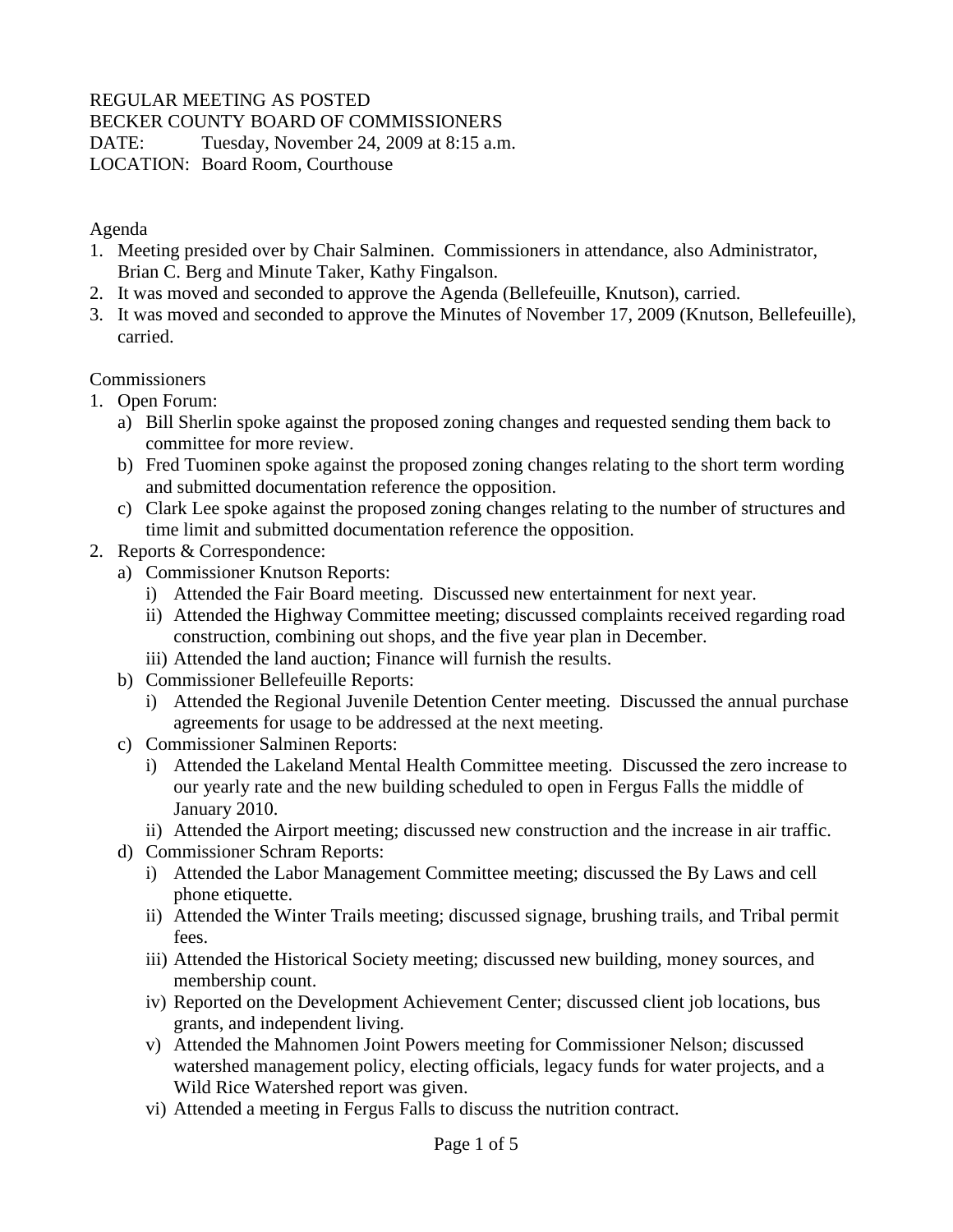REGULAR MEETING AS POSTED
BECKER COUNTY BOARD OF COMMISSIONERS
DATE: Tuesday, November 24, 2009 at 8:15 a.m.
LOCATION: Board Room, Courthouse

Agenda

1. Meeting presided over by Chair Salminen. Commissioners in attendance, also Administrator, Brian C. Berg and Minute Taker, Kathy Fingalson.
2. It was moved and seconded to approve the Agenda (Bellefeuille, Knutson), carried.
3. It was moved and seconded to approve the Minutes of November 17, 2009 (Knutson, Bellefeuille), carried.

Commissioners

1. Open Forum:
   a) Bill Sherlin spoke against the proposed zoning changes and requested sending them back to committee for more review.
   b) Fred Tuominen spoke against the proposed zoning changes relating to the short term wording and submitted documentation reference the opposition.
   c) Clark Lee spoke against the proposed zoning changes relating to the number of structures and time limit and submitted documentation reference the opposition.
2. Reports & Correspondence:
   a) Commissioner Knutson Reports:
      i) Attended the Fair Board meeting. Discussed new entertainment for next year.
      ii) Attended the Highway Committee meeting; discussed complaints received regarding road construction, combining out shops, and the five year plan in December.
      iii) Attended the land auction; Finance will furnish the results.
   b) Commissioner Bellefeuille Reports:
      i) Attended the Regional Juvenile Detention Center meeting. Discussed the annual purchase agreements for usage to be addressed at the next meeting.
   c) Commissioner Salminen Reports:
      i) Attended the Lakeland Mental Health Committee meeting. Discussed the zero increase to our yearly rate and the new building scheduled to open in Fergus Falls the middle of January 2010.
      ii) Attended the Airport meeting; discussed new construction and the increase in air traffic.
   d) Commissioner Schram Reports:
      i) Attended the Labor Management Committee meeting; discussed the By Laws and cell phone etiquette.
      ii) Attended the Winter Trails meeting; discussed signage, brushing trails, and Tribal permit fees.
      iii) Attended the Historical Society meeting; discussed new building, money sources, and membership count.
      iv) Reported on the Development Achievement Center; discussed client job locations, bus grants, and independent living.
      v) Attended the Mahnomen Joint Powers meeting for Commissioner Nelson; discussed watershed management policy, electing officials, legacy funds for water projects, and a Wild Rice Watershed report was given.
      vi) Attended a meeting in Fergus Falls to discuss the nutrition contract.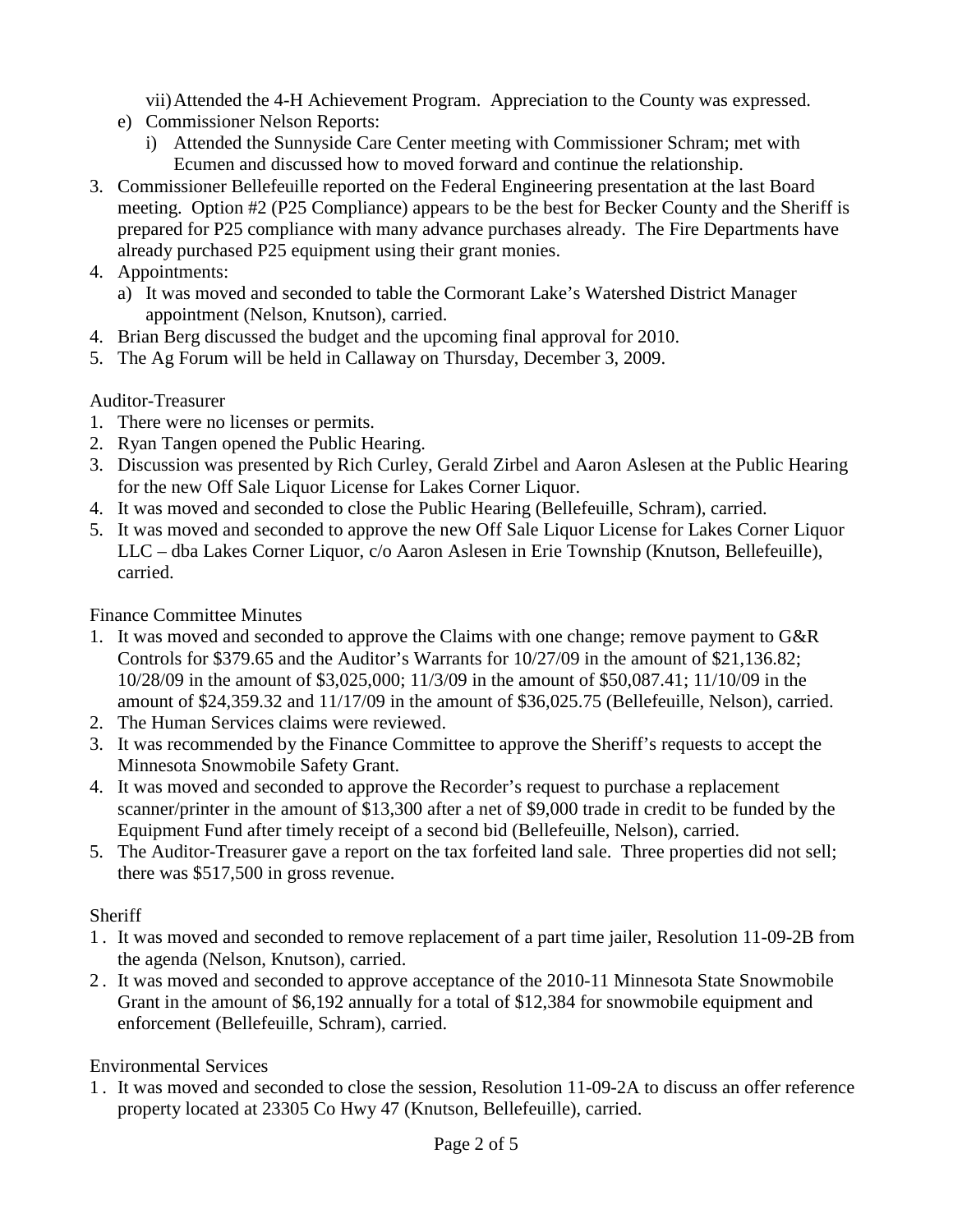vii) Attended the 4-H Achievement Program. Appreciation to the County was expressed.

e) Commissioner Nelson Reports:

   i) Attended the Sunnyside Care Center meeting with Commissioner Schram; met with Ecumen and discussed how to moved forward and continue the relationship.

3. Commissioner Bellefeuille reported on the Federal Engineering presentation at the last Board meeting. Option #2 (P25 Compliance) appears to be the best for Becker County and the Sheriff is prepared for P25 compliance with many advance purchases already. The Fire Departments have already purchased P25 equipment using their grant monies.
4. Appointments:
   a) It was moved and seconded to table the Cormorant Lake's Watershed District Manager appointment (Nelson, Knutson), carried.
4. Brian Berg discussed the budget and the upcoming final approval for 2010.
5. The Ag Forum will be held in Callaway on Thursday, December 3, 2009.

Auditor-Treasurer

1. There were no licenses or permits.
2. Ryan Tangen opened the Public Hearing.
3. Discussion was presented by Rich Curley, Gerald Zirbel and Aaron Aslesen at the Public Hearing for the new Off Sale Liquor License for Lakes Corner Liquor.
4. It was moved and seconded to close the Public Hearing (Bellefeuille, Schram), carried.
5. It was moved and seconded to approve the new Off Sale Liquor License for Lakes Corner Liquor LLC – dba Lakes Corner Liquor, c/o Aaron Aslesen in Erie Township (Knutson, Bellefeuille), carried.

Finance Committee Minutes

1. It was moved and seconded to approve the Claims with one change; remove payment to G&R Controls for $379.65 and the Auditor's Warrants for 10/27/09 in the amount of $21,136.82; 10/28/09 in the amount of $3,025,000; 11/3/09 in the amount of $50,087.41; 11/10/09 in the amount of $24,359.32 and 11/17/09 in the amount of $36,025.75 (Bellefeuille, Nelson), carried.
2. The Human Services claims were reviewed.
3. It was recommended by the Finance Committee to approve the Sheriff's requests to accept the Minnesota Snowmobile Safety Grant.
4. It was moved and seconded to approve the Recorder's request to purchase a replacement scanner/printer in the amount of $13,300 after a net of $9,000 trade in credit to be funded by the Equipment Fund after timely receipt of a second bid (Bellefeuille, Nelson), carried.
5. The Auditor-Treasurer gave a report on the tax forfeited land sale. Three properties did not sell; there was $517,500 in gross revenue.

Sheriff

1. It was moved and seconded to remove replacement of a part time jailer, Resolution 11-09-2B from the agenda (Nelson, Knutson), carried.
2. It was moved and seconded to approve acceptance of the 2010-11 Minnesota State Snowmobile Grant in the amount of $6,192 annually for a total of $12,384 for snowmobile equipment and enforcement (Bellefeuille, Schram), carried.

Environmental Services

1. It was moved and seconded to close the session, Resolution 11-09-2A to discuss an offer reference property located at 23305 Co Hwy 47 (Knutson, Bellefeuille), carried.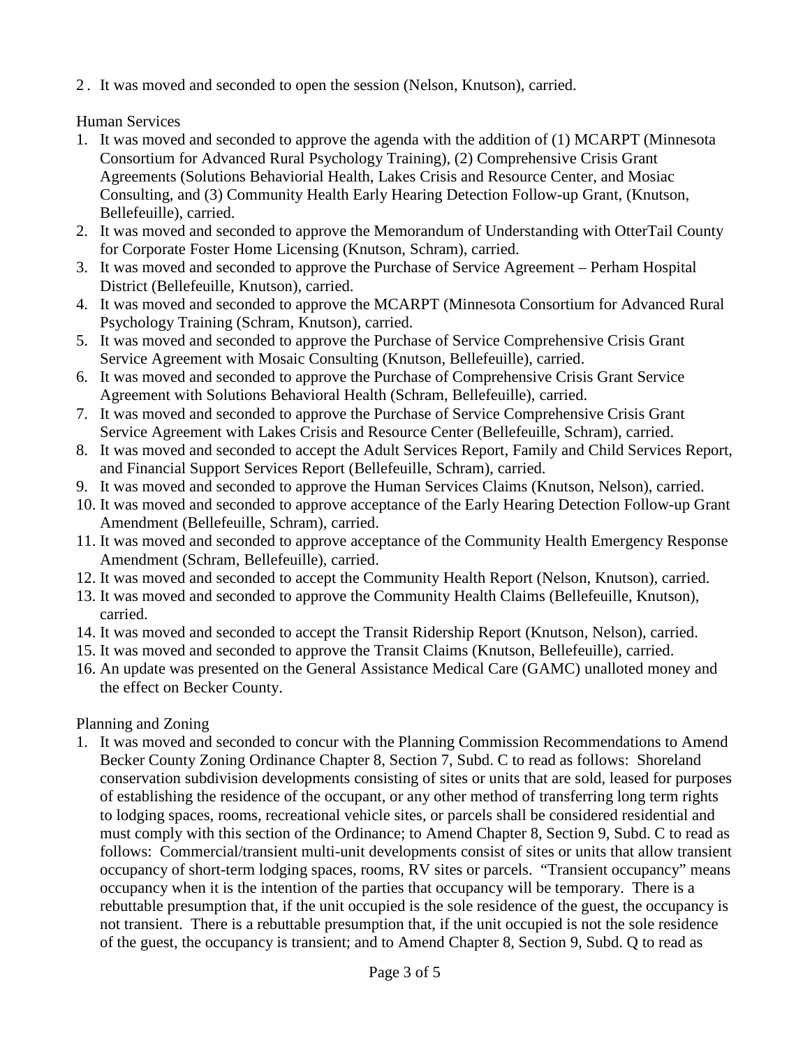2. It was moved and seconded to open the session (Nelson, Knutson), carried.

Human Services

1. It was moved and seconded to approve the agenda with the addition of (1) MCARPT (Minnesota Consortium for Advanced Rural Psychology Training), (2) Comprehensive Crisis Grant Agreements (Solutions Behaviorial Health, Lakes Crisis and Resource Center, and Mosiac Consulting, and (3) Community Health Early Hearing Detection Follow-up Grant, (Knutson, Bellefeuille), carried.
2. It was moved and seconded to approve the Memorandum of Understanding with OtterTail County for Corporate Foster Home Licensing (Knutson, Schram), carried.
3. It was moved and seconded to approve the Purchase of Service Agreement – Perham Hospital District (Bellefeuille, Knutson), carried.
4. It was moved and seconded to approve the MCARPT (Minnesota Consortium for Advanced Rural Psychology Training (Schram, Knutson), carried.
5. It was moved and seconded to approve the Purchase of Service Comprehensive Crisis Grant Service Agreement with Mosaic Consulting (Knutson, Bellefeuille), carried.
6. It was moved and seconded to approve the Purchase of Comprehensive Crisis Grant Service Agreement with Solutions Behavioral Health (Schram, Bellefeuille), carried.
7. It was moved and seconded to approve the Purchase of Service Comprehensive Crisis Grant Service Agreement with Lakes Crisis and Resource Center (Bellefeuille, Schram), carried.
8. It was moved and seconded to accept the Adult Services Report, Family and Child Services Report, and Financial Support Services Report (Bellefeuille, Schram), carried.
9. It was moved and seconded to approve the Human Services Claims (Knutson, Nelson), carried.
10. It was moved and seconded to approve acceptance of the Early Hearing Detection Follow-up Grant Amendment (Bellefeuille, Schram), carried.
11. It was moved and seconded to approve acceptance of the Community Health Emergency Response Amendment (Schram, Bellefeuille), carried.
12. It was moved and seconded to accept the Community Health Report (Nelson, Knutson), carried.
13. It was moved and seconded to approve the Community Health Claims (Bellefeuille, Knutson), carried.
14. It was moved and seconded to accept the Transit Ridership Report (Knutson, Nelson), carried.
15. It was moved and seconded to approve the Transit Claims (Knutson, Bellefeuille), carried.
16. An update was presented on the General Assistance Medical Care (GAMC) unalloted money and the effect on Becker County.

Planning and Zoning

1. It was moved and seconded to concur with the Planning Commission Recommendations to Amend Becker County Zoning Ordinance Chapter 8, Section 7, Subd. C to read as follows: Shoreland conservation subdivision developments consisting of sites or units that are sold, leased for purposes of establishing the residence of the occupant, or any other method of transferring long term rights to lodging spaces, rooms, recreational vehicle sites, or parcels shall be considered residential and must comply with this section of the Ordinance; to Amend Chapter 8, Section 9, Subd. C to read as follows: Commercial/transient multi-unit developments consist of sites or units that allow transient occupancy of short-term lodging spaces, rooms, RV sites or parcels. "Transient occupancy" means occupancy when it is the intention of the parties that occupancy will be temporary. There is a rebuttable presumption that, if the unit occupied is the sole residence of the guest, the occupancy is not transient. There is a rebuttable presumption that, if the unit occupied is not the sole residence of the guest, the occupancy is transient; and to Amend Chapter 8, Section 9, Subd. Q to read as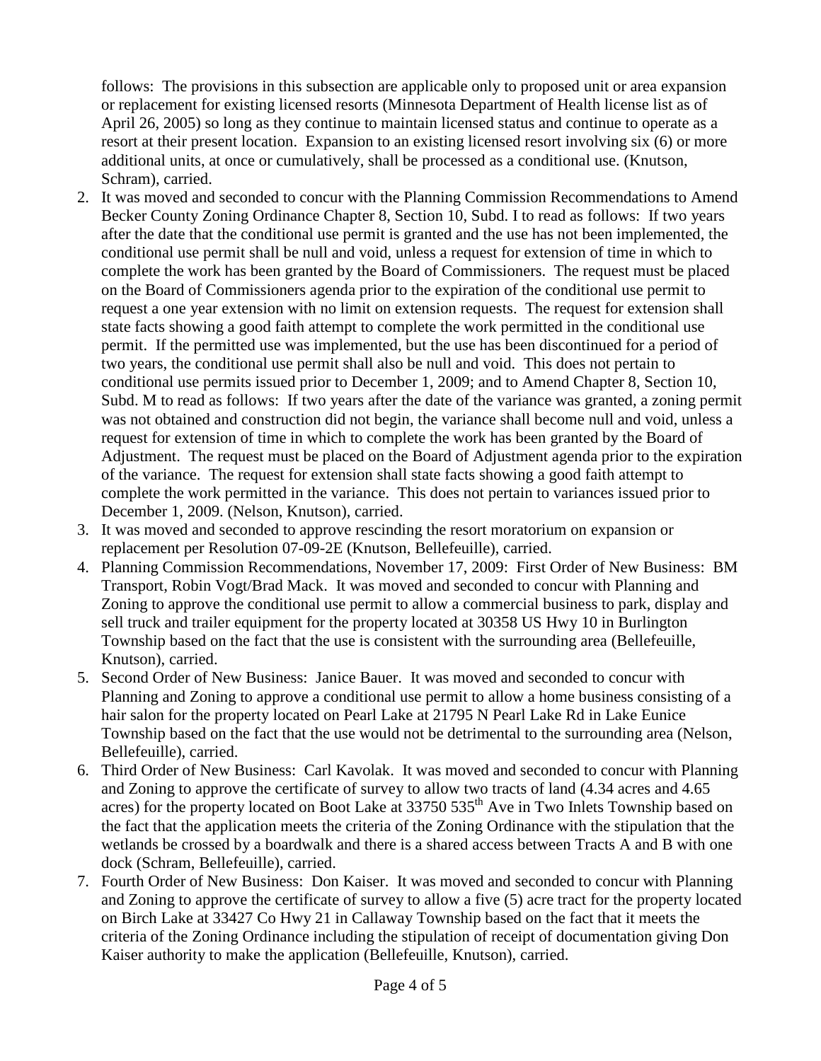follows: The provisions in this subsection are applicable only to proposed unit or area expansion or replacement for existing licensed resorts (Minnesota Department of Health license list as of April 26, 2005) so long as they continue to maintain licensed status and continue to operate as a resort at their present location. Expansion to an existing licensed resort involving six (6) or more additional units, at once or cumulatively, shall be processed as a conditional use. (Knutson, Schram), carried.

2. It was moved and seconded to concur with the Planning Commission Recommendations to Amend Becker County Zoning Ordinance Chapter 8, Section 10, Subd. I to read as follows: If two years after the date that the conditional use permit is granted and the use has not been implemented, the conditional use permit shall be null and void, unless a request for extension of time in which to complete the work has been granted by the Board of Commissioners. The request must be placed on the Board of Commissioners agenda prior to the expiration of the conditional use permit to request a one year extension with no limit on extension requests. The request for extension shall state facts showing a good faith attempt to complete the work permitted in the conditional use permit. If the permitted use was implemented, but the use has been discontinued for a period of two years, the conditional use permit shall also be null and void. This does not pertain to conditional use permits issued prior to December 1, 2009; and to Amend Chapter 8, Section 10, Subd. M to read as follows: If two years after the date of the variance was granted, a zoning permit was not obtained and construction did not begin, the variance shall become null and void, unless a request for extension of time in which to complete the work has been granted by the Board of Adjustment. The request must be placed on the Board of Adjustment agenda prior to the expiration of the variance. The request for extension shall state facts showing a good faith attempt to complete the work permitted in the variance. This does not pertain to variances issued prior to December 1, 2009. (Nelson, Knutson), carried.
3. It was moved and seconded to approve rescinding the resort moratorium on expansion or replacement per Resolution 07-09-2E (Knutson, Bellefeuille), carried.
4. Planning Commission Recommendations, November 17, 2009: First Order of New Business: BM Transport, Robin Vogt/Brad Mack. It was moved and seconded to concur with Planning and Zoning to approve the conditional use permit to allow a commercial business to park, display and sell truck and trailer equipment for the property located at 30358 US Hwy 10 in Burlington Township based on the fact that the use is consistent with the surrounding area (Bellefeuille, Knutson), carried.
5. Second Order of New Business: Janice Bauer. It was moved and seconded to concur with Planning and Zoning to approve a conditional use permit to allow a home business consisting of a hair salon for the property located on Pearl Lake at 21795 N Pearl Lake Rd in Lake Eunice Township based on the fact that the use would not be detrimental to the surrounding area (Nelson, Bellefeuille), carried.
6. Third Order of New Business: Carl Kavolak. It was moved and seconded to concur with Planning and Zoning to approve the certificate of survey to allow two tracts of land (4.34 acres and 4.65 acres) for the property located on Boot Lake at 33750 535th Ave in Two Inlets Township based on the fact that the application meets the criteria of the Zoning Ordinance with the stipulation that the wetlands be crossed by a boardwalk and there is a shared access between Tracts A and B with one dock (Schram, Bellefeuille), carried.
7. Fourth Order of New Business: Don Kaiser. It was moved and seconded to concur with Planning and Zoning to approve the certificate of survey to allow a five (5) acre tract for the property located on Birch Lake at 33427 Co Hwy 21 in Callaway Township based on the fact that it meets the criteria of the Zoning Ordinance including the stipulation of receipt of documentation giving Don Kaiser authority to make the application (Bellefeuille, Knutson), carried.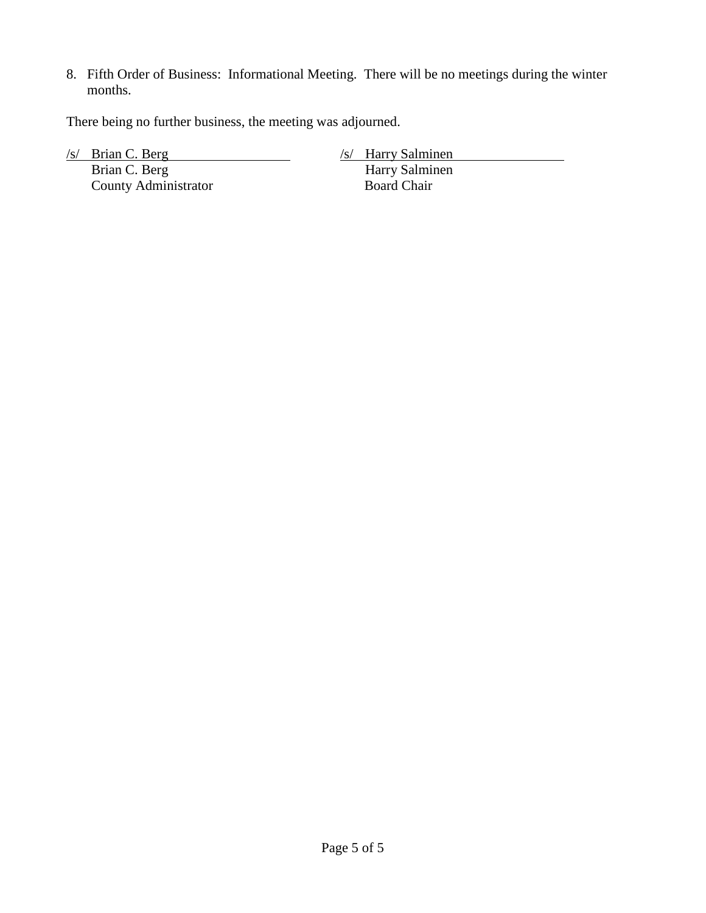8. Fifth Order of Business: Informational Meeting. There will be no meetings during the winter months.

There being no further business, the meeting was adjourned.

| | |
|---|---|
| /s/ Brian C. Berg | /s/ Harry Salminen |
| Brian C. Berg | Harry Salminen |
| County Administrator | Board Chair |